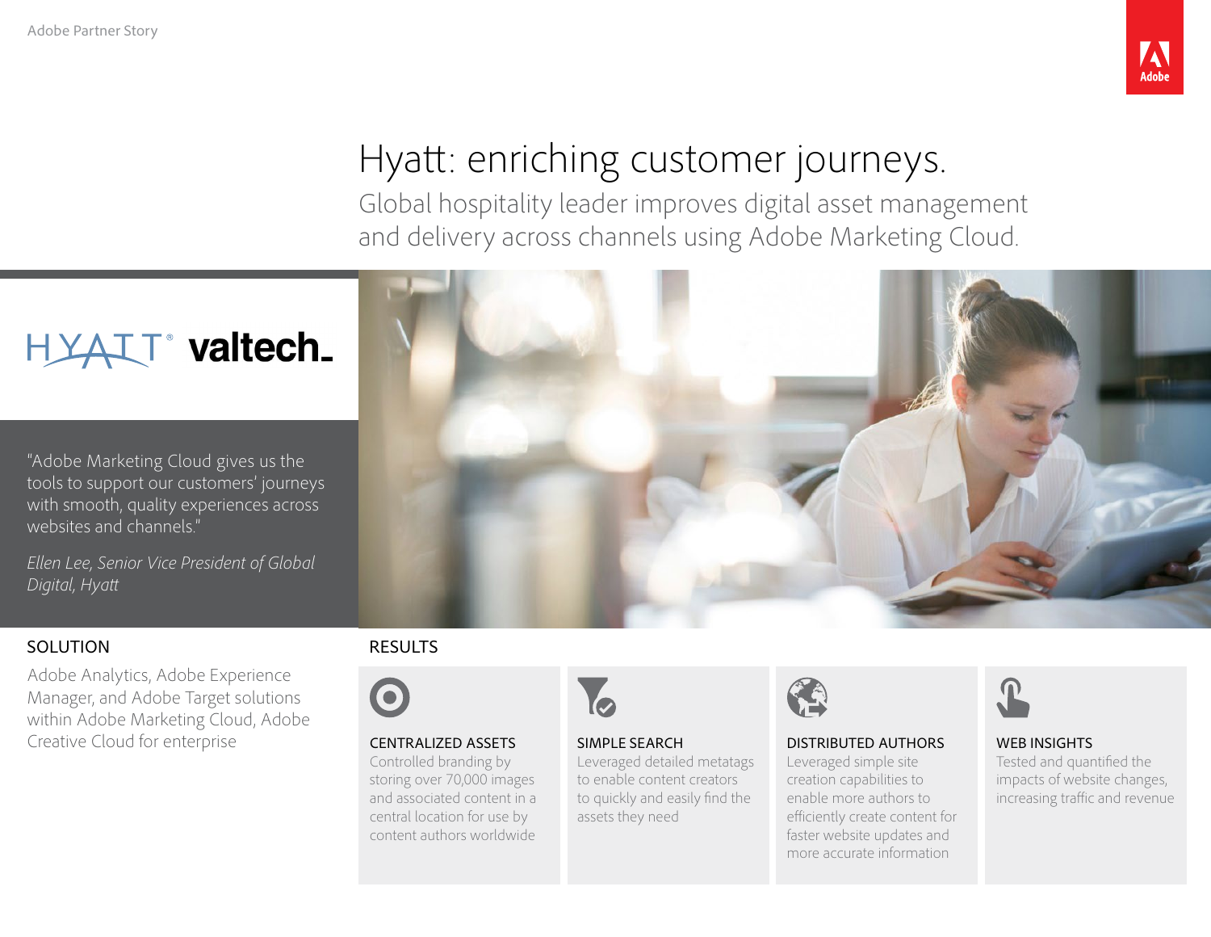Adobe Partner Story

# Hyatt: enriching customer journeys.

Global hospitality leader improves digital asset management and delivery across channels using Adobe Marketing Cloud.

"Adobe Marketing Cloud gives us the tools to support our customers' journeys with smooth, quality experiences across websites and channels."

*Ellen Lee, Senior Vice President of Global Digital, Hyatt*

## SOLUTION

Adobe Analytics, Adobe Experience Manager, and Adobe Target solutions within Adobe Marketing Cloud, Adobe Creative Cloud for enterprise

## RESULTS

**CENTRALIZED ASSETS**
Controlled branding by storing over 70,000 images and associated content in a central location for use by content authors worldwide

**SIMPLE SEARCH**
Leveraged detailed metatags to enable content creators to quickly and easily find the assets they need

**DISTRIBUTED AUTHORS**
Leveraged simple site creation capabilities to enable more authors to efficiently create content for faster website updates and more accurate information

**WEB INSIGHTS**
Tested and quantified the impacts of website changes, increasing traffic and revenue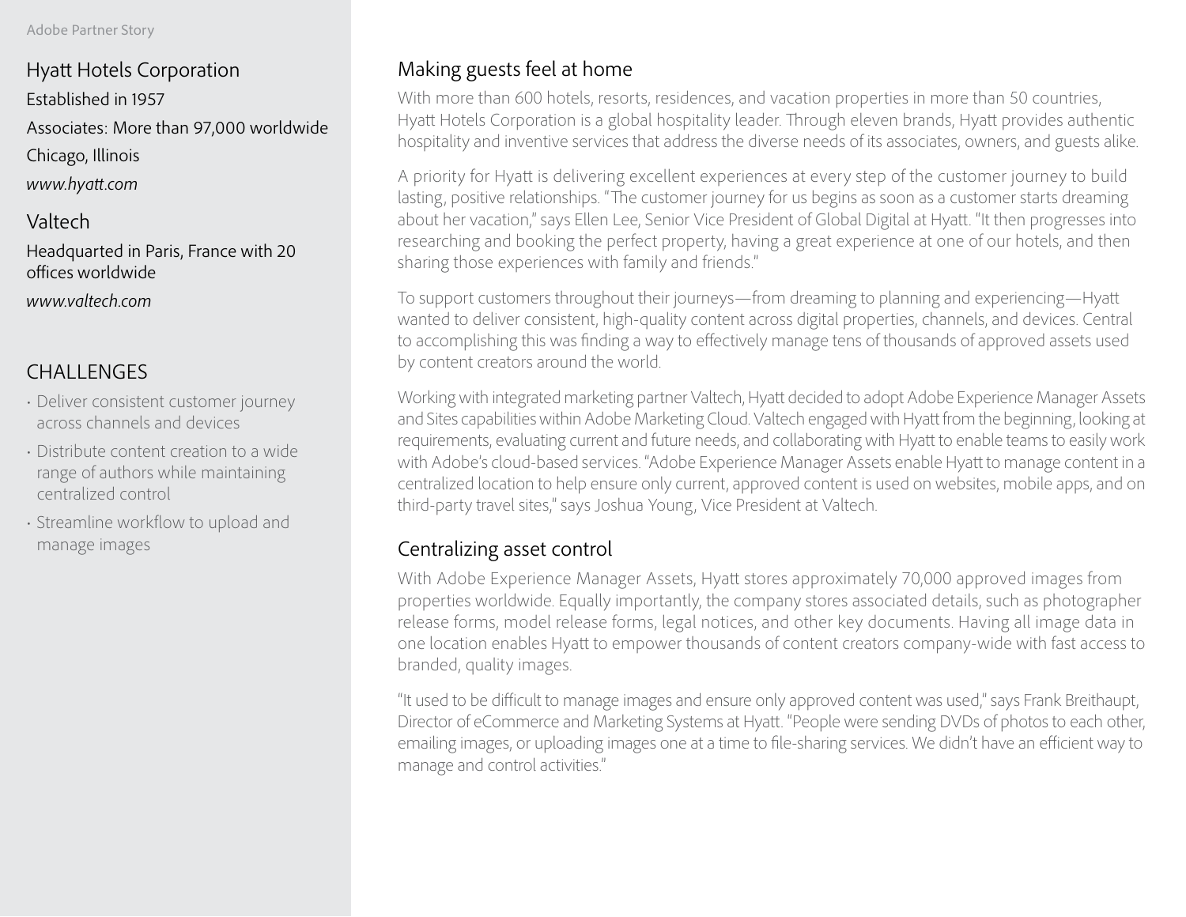Adobe Partner Story

## Hyatt Hotels Corporation

Established in 1957

Associates: More than 97,000 worldwide

Chicago, Illinois

*www.hyatt.com*

## Valtech

Headquarted in Paris, France with 20 offices worldwide

*www.valtech.com*

## CHALLENGES

- Deliver consistent customer journey across channels and devices
- Distribute content creation to a wide range of authors while maintaining centralized control
- Streamline workflow to upload and manage images

## Making guests feel at home

With more than 600 hotels, resorts, residences, and vacation properties in more than 50 countries, Hyatt Hotels Corporation is a global hospitality leader. Through eleven brands, Hyatt provides authentic hospitality and inventive services that address the diverse needs of its associates, owners, and guests alike.

A priority for Hyatt is delivering excellent experiences at every step of the customer journey to build lasting, positive relationships. "The customer journey for us begins as soon as a customer starts dreaming about her vacation," says Ellen Lee, Senior Vice President of Global Digital at Hyatt. "It then progresses into researching and booking the perfect property, having a great experience at one of our hotels, and then sharing those experiences with family and friends."

To support customers throughout their journeys—from dreaming to planning and experiencing—Hyatt wanted to deliver consistent, high-quality content across digital properties, channels, and devices. Central to accomplishing this was finding a way to effectively manage tens of thousands of approved assets used by content creators around the world.

Working with integrated marketing partner Valtech, Hyatt decided to adopt Adobe Experience Manager Assets and Sites capabilities within Adobe Marketing Cloud. Valtech engaged with Hyatt from the beginning, looking at requirements, evaluating current and future needs, and collaborating with Hyatt to enable teams to easily work with Adobe's cloud-based services. "Adobe Experience Manager Assets enable Hyatt to manage content in a centralized location to help ensure only current, approved content is used on websites, mobile apps, and on third-party travel sites," says Joshua Young, Vice President at Valtech.

## Centralizing asset control

With Adobe Experience Manager Assets, Hyatt stores approximately 70,000 approved images from properties worldwide. Equally importantly, the company stores associated details, such as photographer release forms, model release forms, legal notices, and other key documents. Having all image data in one location enables Hyatt to empower thousands of content creators company-wide with fast access to branded, quality images.

"It used to be difficult to manage images and ensure only approved content was used," says Frank Breithaupt, Director of eCommerce and Marketing Systems at Hyatt. "People were sending DVDs of photos to each other, emailing images, or uploading images one at a time to file-sharing services. We didn't have an efficient way to manage and control activities."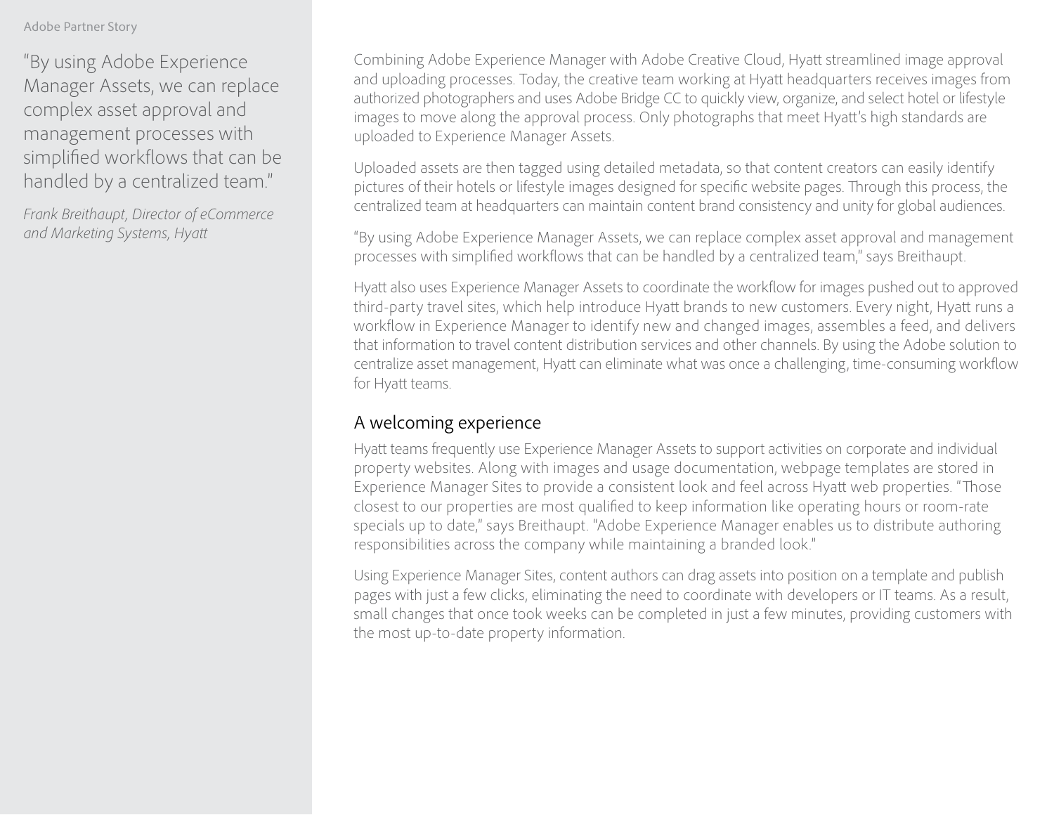> "By using Adobe Experience Manager Assets, we can replace complex asset approval and management processes with simplified workflows that can be handled by a centralized team."
>
> *Frank Breithaupt, Director of eCommerce and Marketing Systems, Hyatt*

Combining Adobe Experience Manager with Adobe Creative Cloud, Hyatt streamlined image approval and uploading processes. Today, the creative team working at Hyatt headquarters receives images from authorized photographers and uses Adobe Bridge CC to quickly view, organize, and select hotel or lifestyle images to move along the approval process. Only photographs that meet Hyatt's high standards are uploaded to Experience Manager Assets.

Uploaded assets are then tagged using detailed metadata, so that content creators can easily identify pictures of their hotels or lifestyle images designed for specific website pages. Through this process, the centralized team at headquarters can maintain content brand consistency and unity for global audiences.

"By using Adobe Experience Manager Assets, we can replace complex asset approval and management processes with simplified workflows that can be handled by a centralized team," says Breithaupt.

Hyatt also uses Experience Manager Assets to coordinate the workflow for images pushed out to approved third-party travel sites, which help introduce Hyatt brands to new customers. Every night, Hyatt runs a workflow in Experience Manager to identify new and changed images, assembles a feed, and delivers that information to travel content distribution services and other channels. By using the Adobe solution to centralize asset management, Hyatt can eliminate what was once a challenging, time-consuming workflow for Hyatt teams.

## A welcoming experience

Hyatt teams frequently use Experience Manager Assets to support activities on corporate and individual property websites. Along with images and usage documentation, webpage templates are stored in Experience Manager Sites to provide a consistent look and feel across Hyatt web properties. "Those closest to our properties are most qualified to keep information like operating hours or room-rate specials up to date," says Breithaupt. "Adobe Experience Manager enables us to distribute authoring responsibilities across the company while maintaining a branded look."

Using Experience Manager Sites, content authors can drag assets into position on a template and publish pages with just a few clicks, eliminating the need to coordinate with developers or IT teams. As a result, small changes that once took weeks can be completed in just a few minutes, providing customers with the most up-to-date property information.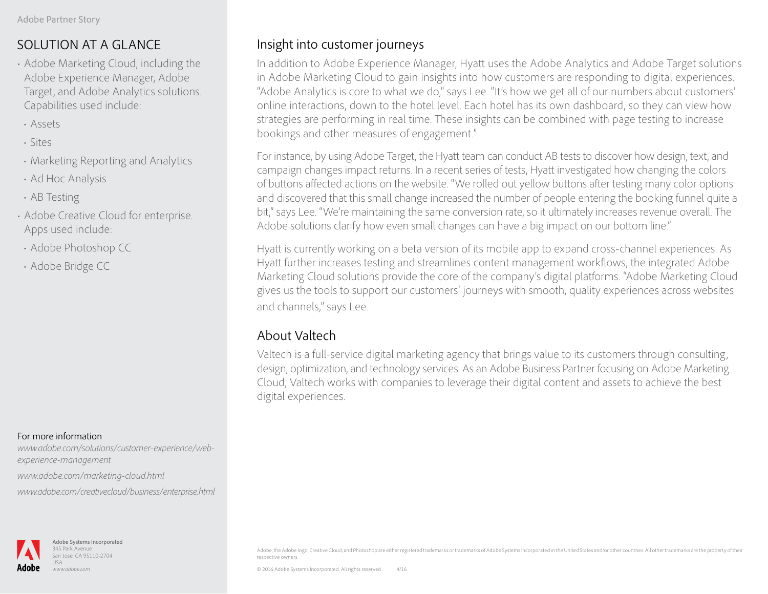## SOLUTION AT A GLANCE

- Adobe Marketing Cloud, including the Adobe Experience Manager, Adobe Target, and Adobe Analytics solutions. Capabilities used include:
  - Assets
  - Sites
  - Marketing Reporting and Analytics
  - Ad Hoc Analysis
  - AB Testing
- Adobe Creative Cloud for enterprise. Apps used include:
  - Adobe Photoshop CC
  - Adobe Bridge CC

For more information

*www.adobe.com/solutions/customer-experience/web-experience-management*

*www.adobe.com/marketing-cloud.html*

*www.adobe.com/creativecloud/business/enterprise.html*

## Insight into customer journeys

In addition to Adobe Experience Manager, Hyatt uses the Adobe Analytics and Adobe Target solutions in Adobe Marketing Cloud to gain insights into how customers are responding to digital experiences. "Adobe Analytics is core to what we do," says Lee. "It's how we get all of our numbers about customers' online interactions, down to the hotel level. Each hotel has its own dashboard, so they can view how strategies are performing in real time. These insights can be combined with page testing to increase bookings and other measures of engagement."

For instance, by using Adobe Target, the Hyatt team can conduct AB tests to discover how design, text, and campaign changes impact returns. In a recent series of tests, Hyatt investigated how changing the colors of buttons affected actions on the website. "We rolled out yellow buttons after testing many color options and discovered that this small change increased the number of people entering the booking funnel quite a bit," says Lee. "We're maintaining the same conversion rate, so it ultimately increases revenue overall. The Adobe solutions clarify how even small changes can have a big impact on our bottom line."

Hyatt is currently working on a beta version of its mobile app to expand cross-channel experiences. As Hyatt further increases testing and streamlines content management workflows, the integrated Adobe Marketing Cloud solutions provide the core of the company's digital platforms. "Adobe Marketing Cloud gives us the tools to support our customers' journeys with smooth, quality experiences across websites and channels," says Lee.

## About Valtech

Valtech is a full-service digital marketing agency that brings value to its customers through consulting, design, optimization, and technology services. As an Adobe Business Partner focusing on Adobe Marketing Cloud, Valtech works with companies to leverage their digital content and assets to achieve the best digital experiences.

Adobe Systems Incorporated
345 Park Avenue
San Jose, CA 95110-2704
USA
*www.adobe.com*

Adobe, the Adobe logo, Creative Cloud, and Photoshop are either registered trademarks or trademarks of Adobe Systems Incorporated in the United States and/or other countries. All other trademarks are the property of their respective owners.

© 2016 Adobe Systems Incorporated. All rights reserved. 4/16